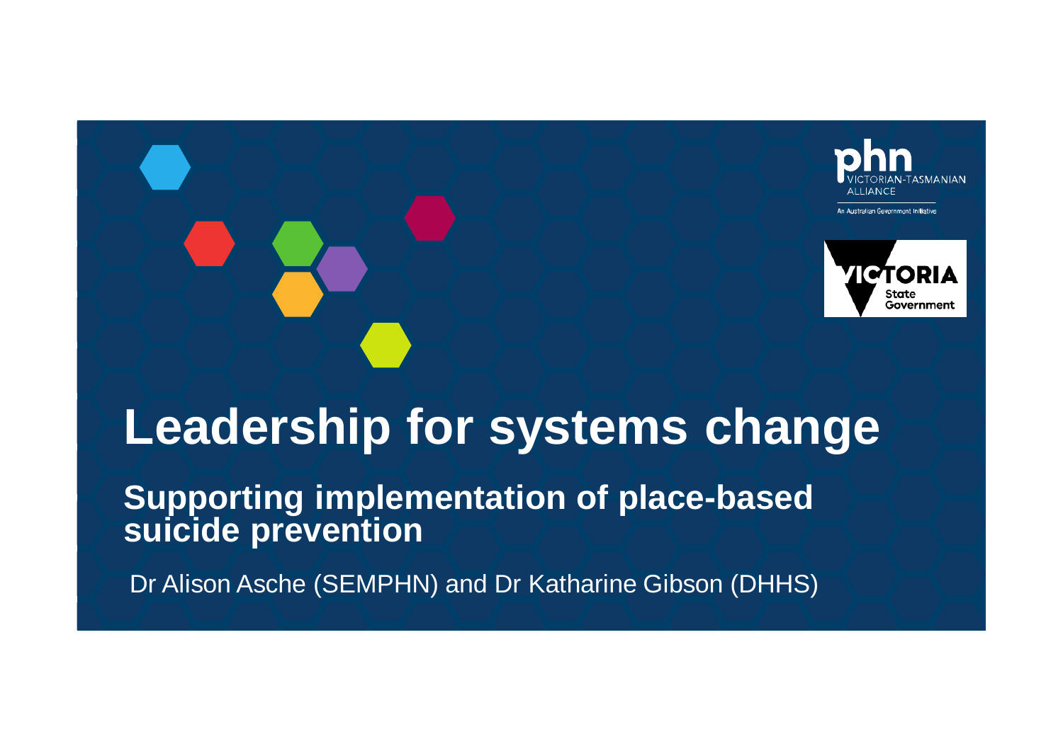# Leadership for systems change

## Supporting implementation of place-based suicide prevention

Dr Alison Asche (SEMPHN) and Dr Katharine Gibson (DHHS)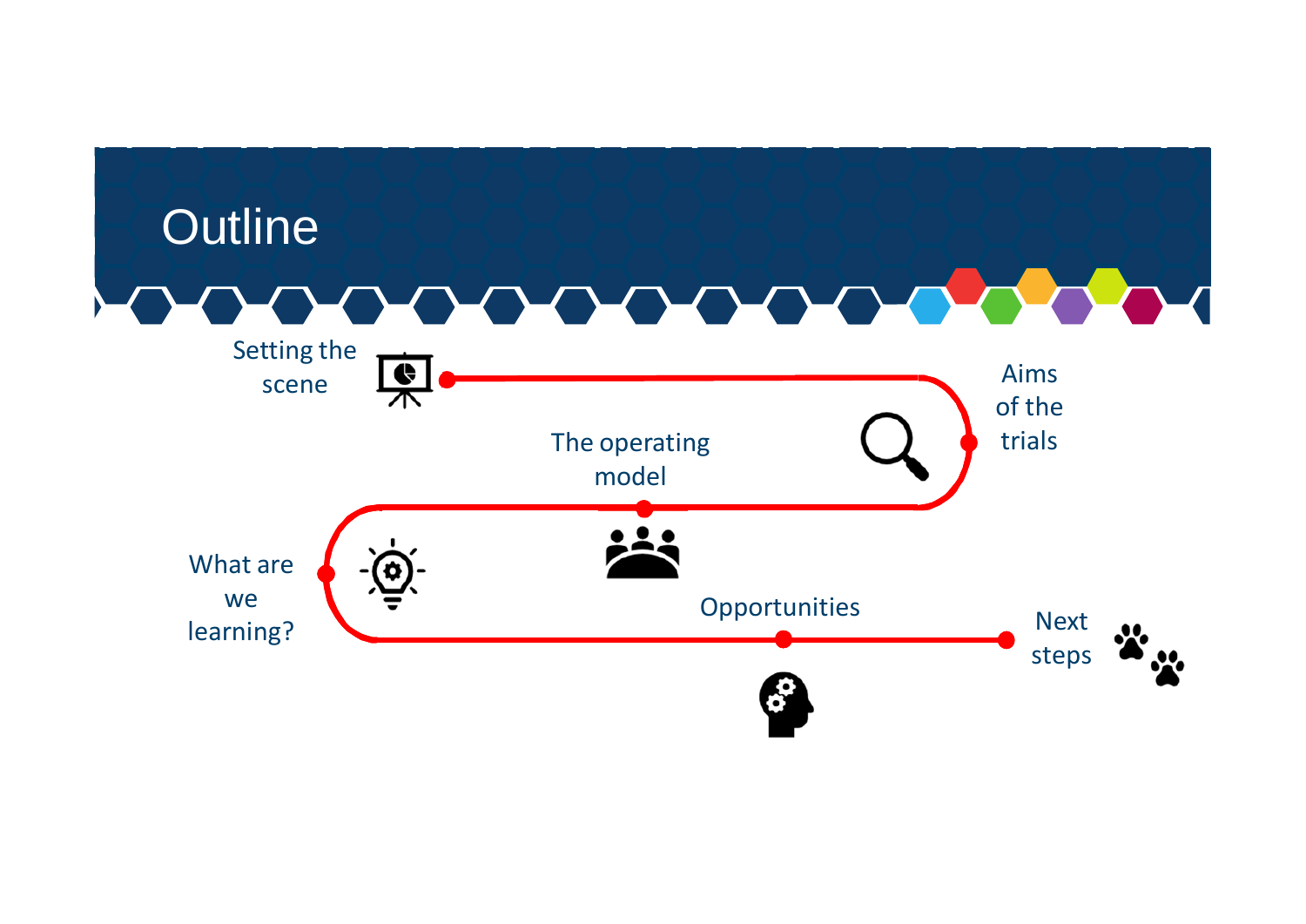# Outline

- Setting the scene
- Aims of the trials
- The operating model
- What are we learning?
- Opportunities
- Next steps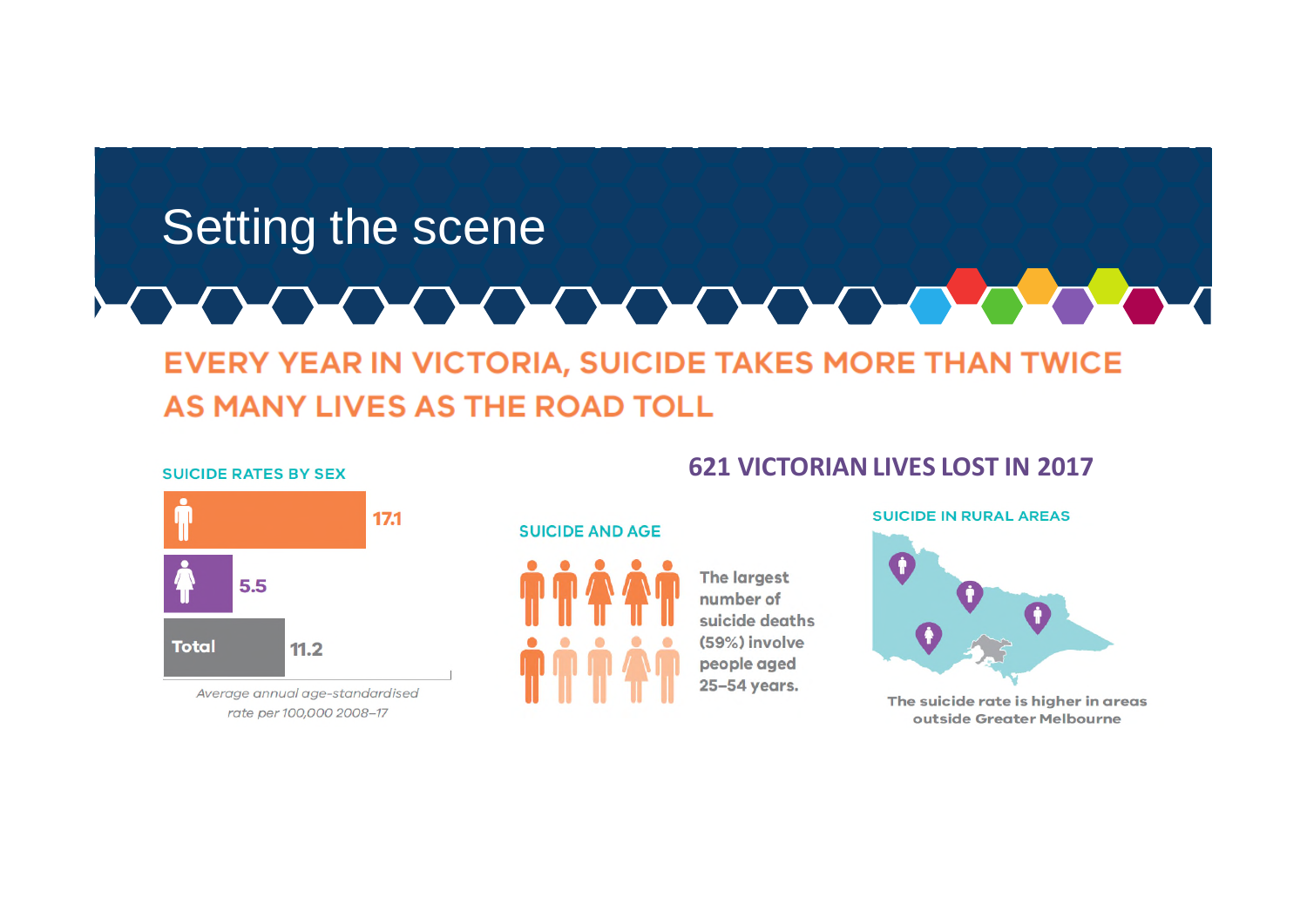# Setting the scene

## EVERY YEAR IN VICTORIA, SUICIDE TAKES MORE THAN TWICE AS MANY LIVES AS THE ROAD TOLL

### SUICIDE RATES BY SEX

| | Rate |
|---|---|
| Male | 17.1 |
| Female | 5.5 |
| Total | 11.2 |

*Average annual age-standardised rate per 100,000 2008–17*

### 621 VICTORIAN LIVES LOST IN 2017

#### SUICIDE AND AGE

The largest number of suicide deaths (59%) involve people aged 25–54 years.

#### SUICIDE IN RURAL AREAS

The suicide rate is higher in areas outside Greater Melbourne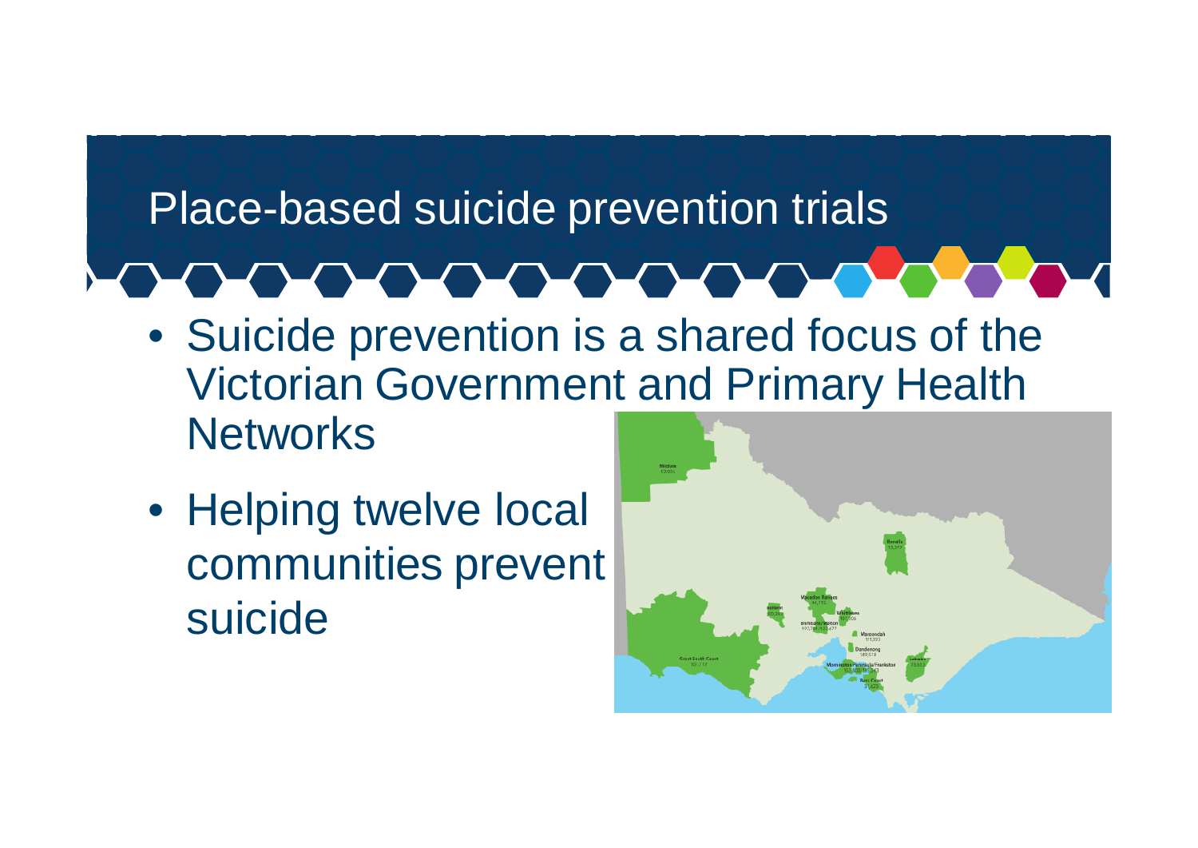# Place-based suicide prevention trials

- Suicide prevention is a shared focus of the Victorian Government and Primary Health Networks
- Helping twelve local communities prevent suicide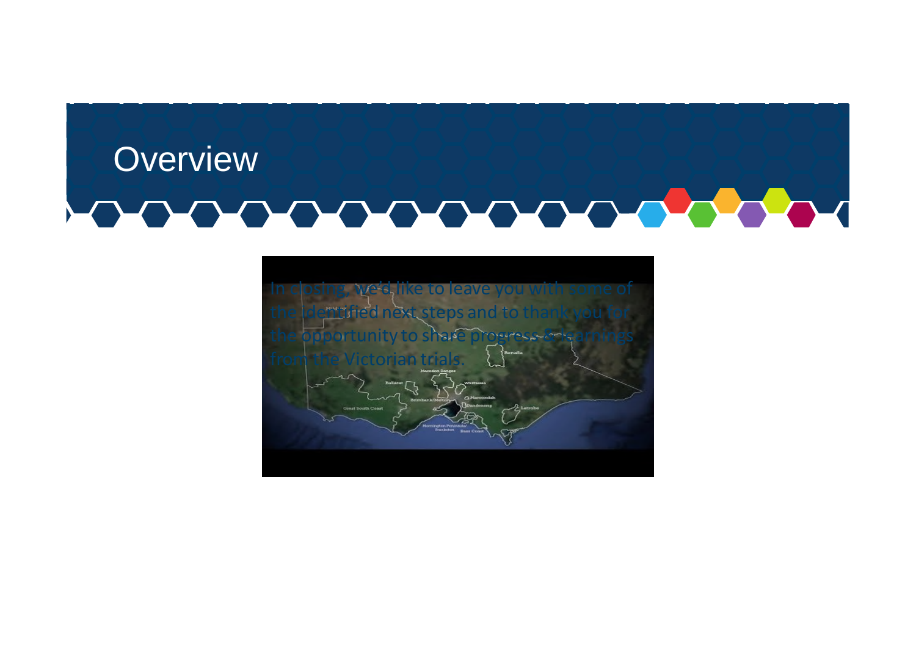# Overview

In closing, we'd like to leave you with some of the identified next steps and to thank you for the opportunity to share progress & learnings from the Victorian trials.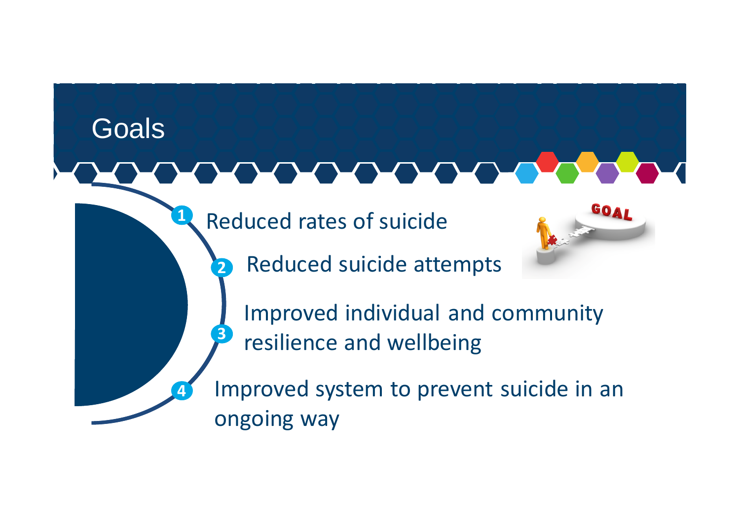# Goals

1. Reduced rates of suicide
2. Reduced suicide attempts
3. Improved individual and community resilience and wellbeing
4. Improved system to prevent suicide in an ongoing way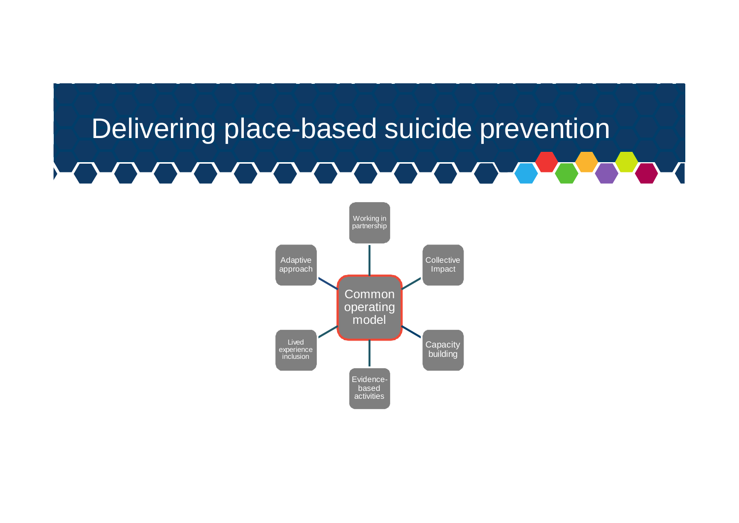# Delivering place-based suicide prevention

- Common operating model
  - Working in partnership
  - Collective Impact
  - Capacity building
  - Evidence-based activities
  - Lived experience inclusion
  - Adaptive approach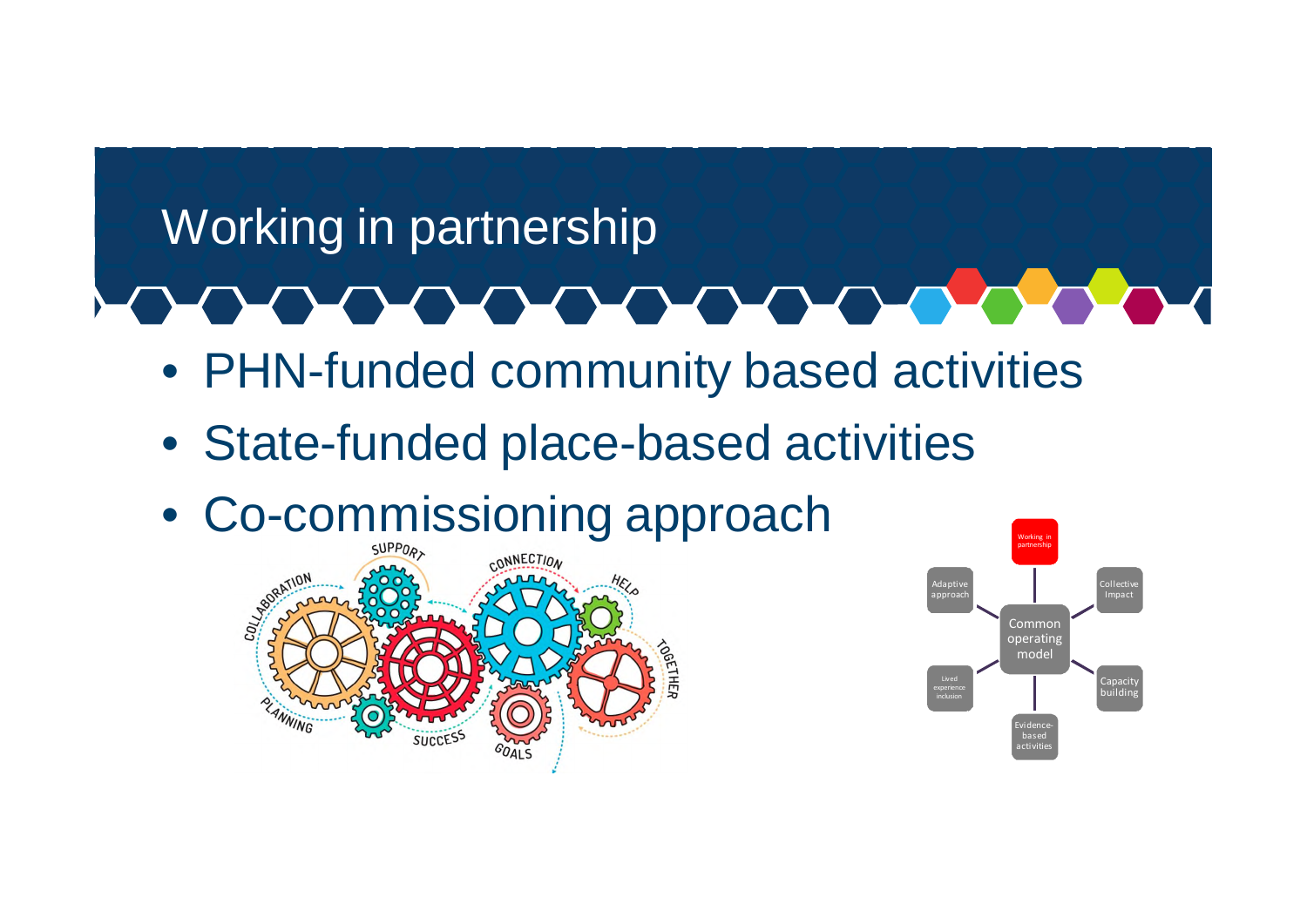# Working in partnership

- PHN-funded community based activities
- State-funded place-based activities
- Co-commissioning approach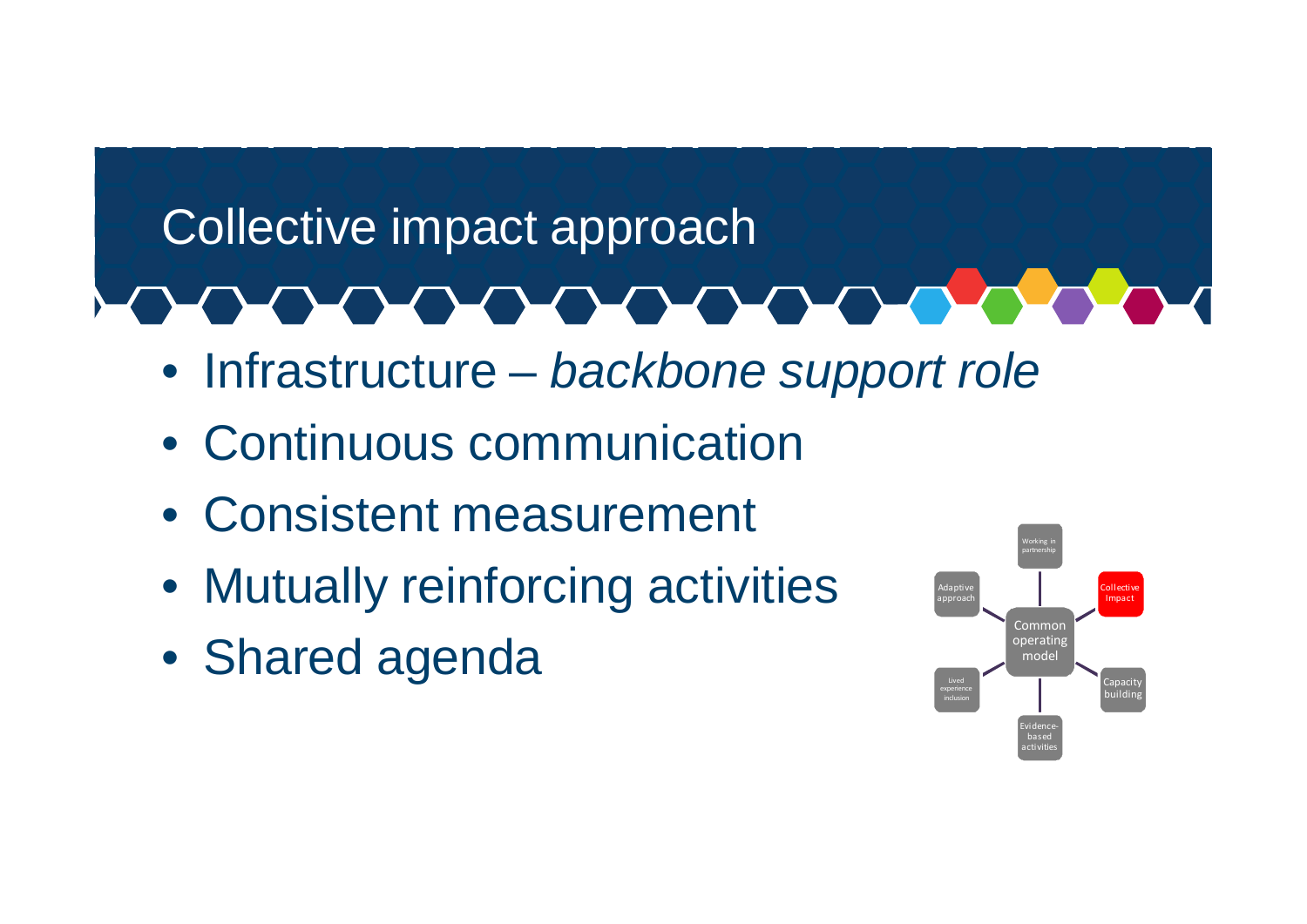# Collective impact approach

- Infrastructure – *backbone support role*
- Continuous communication
- Consistent measurement
- Mutually reinforcing activities
- Shared agenda

Common operating model

- Working in partnership
- Collective Impact
- Capacity building
- Evidence-based activities
- Lived experience inclusion
- Adaptive approach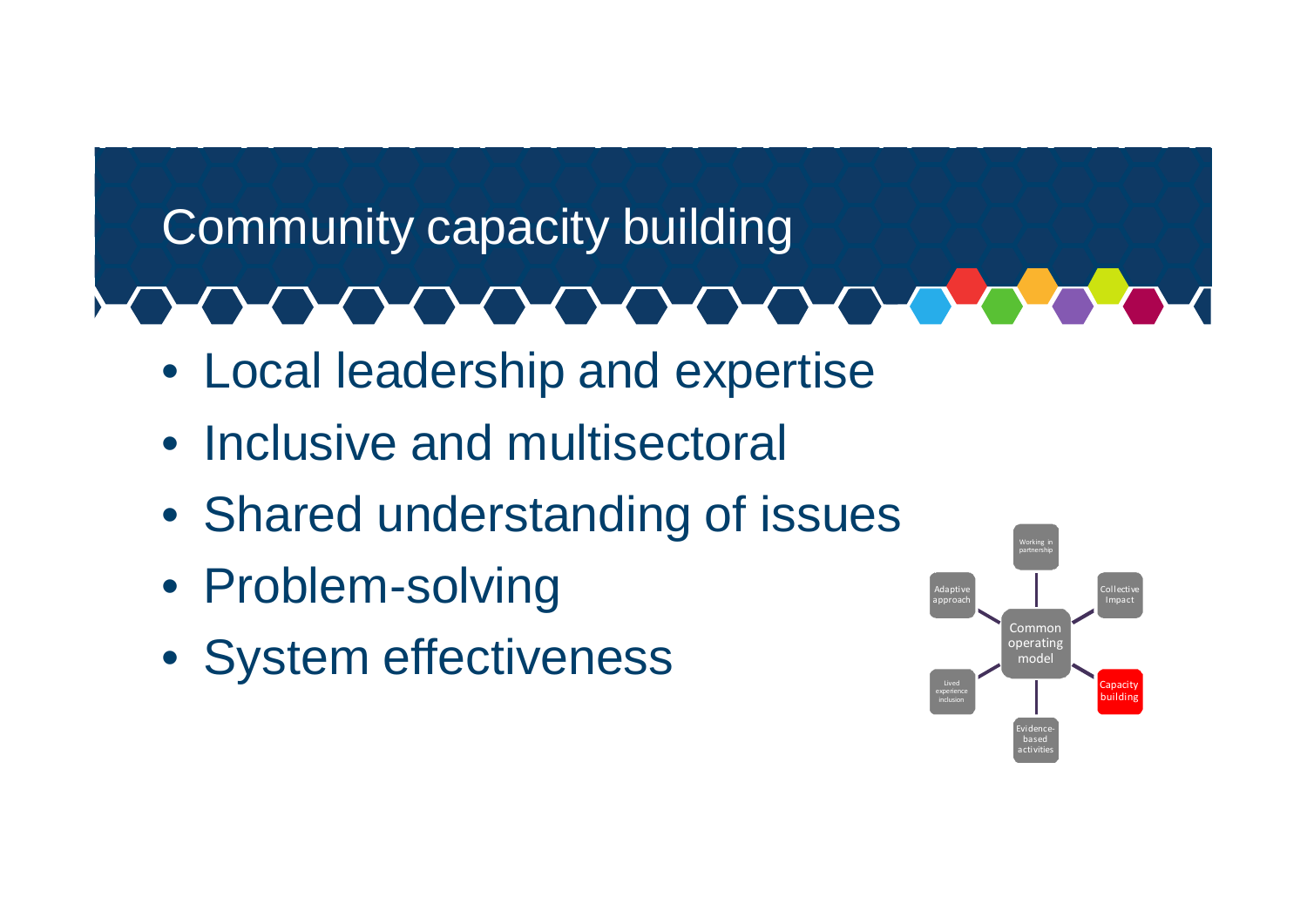# Community capacity building

- Local leadership and expertise
- Inclusive and multisectoral
- Shared understanding of issues
- Problem-solving
- System effectiveness

Common operating model

Working in partnership

Collective Impact

Capacity building

Evidence-based activities

Lived experience inclusion

Adaptive approach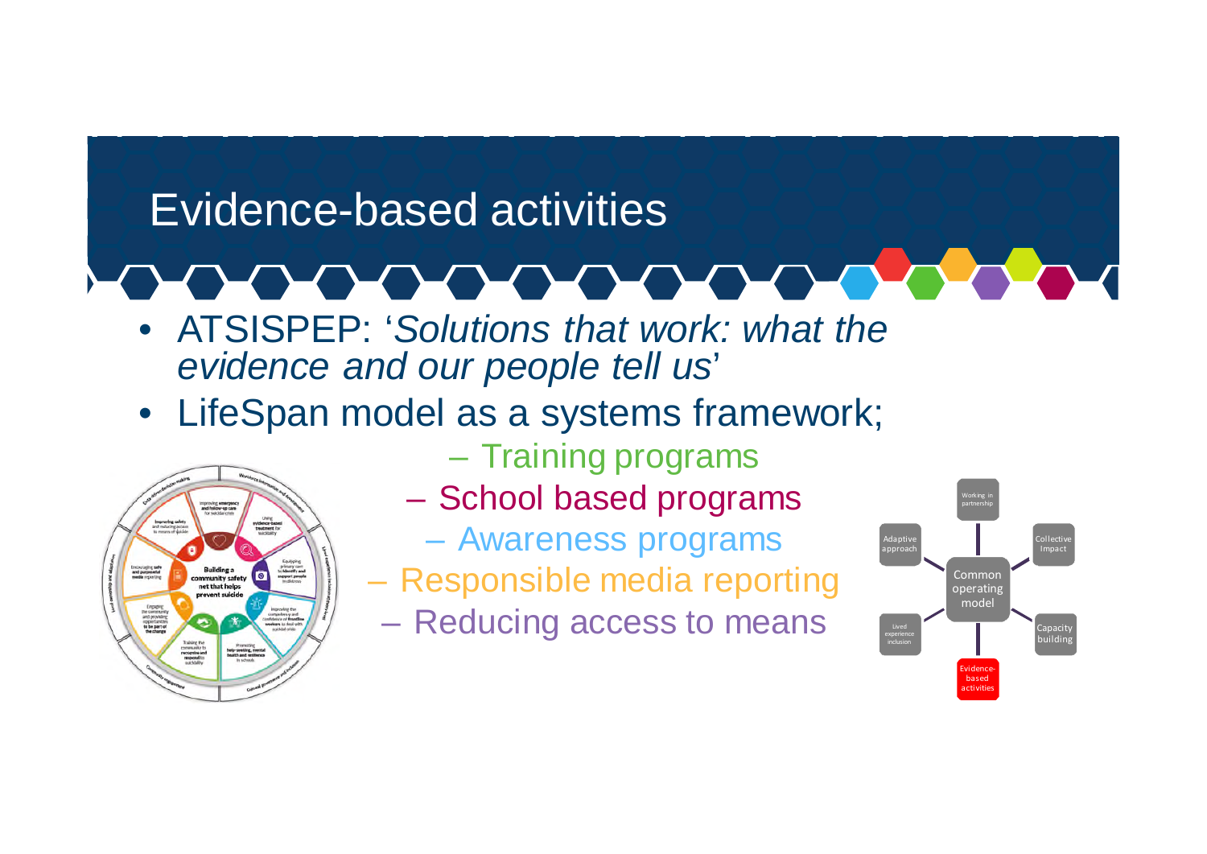# Evidence-based activities

- ATSISPEP: '*Solutions that work: what the evidence and our people tell us*'
- LifeSpan model as a systems framework;
  - Training programs
  - School based programs
  - Awareness programs
  - Responsible media reporting
  - Reducing access to means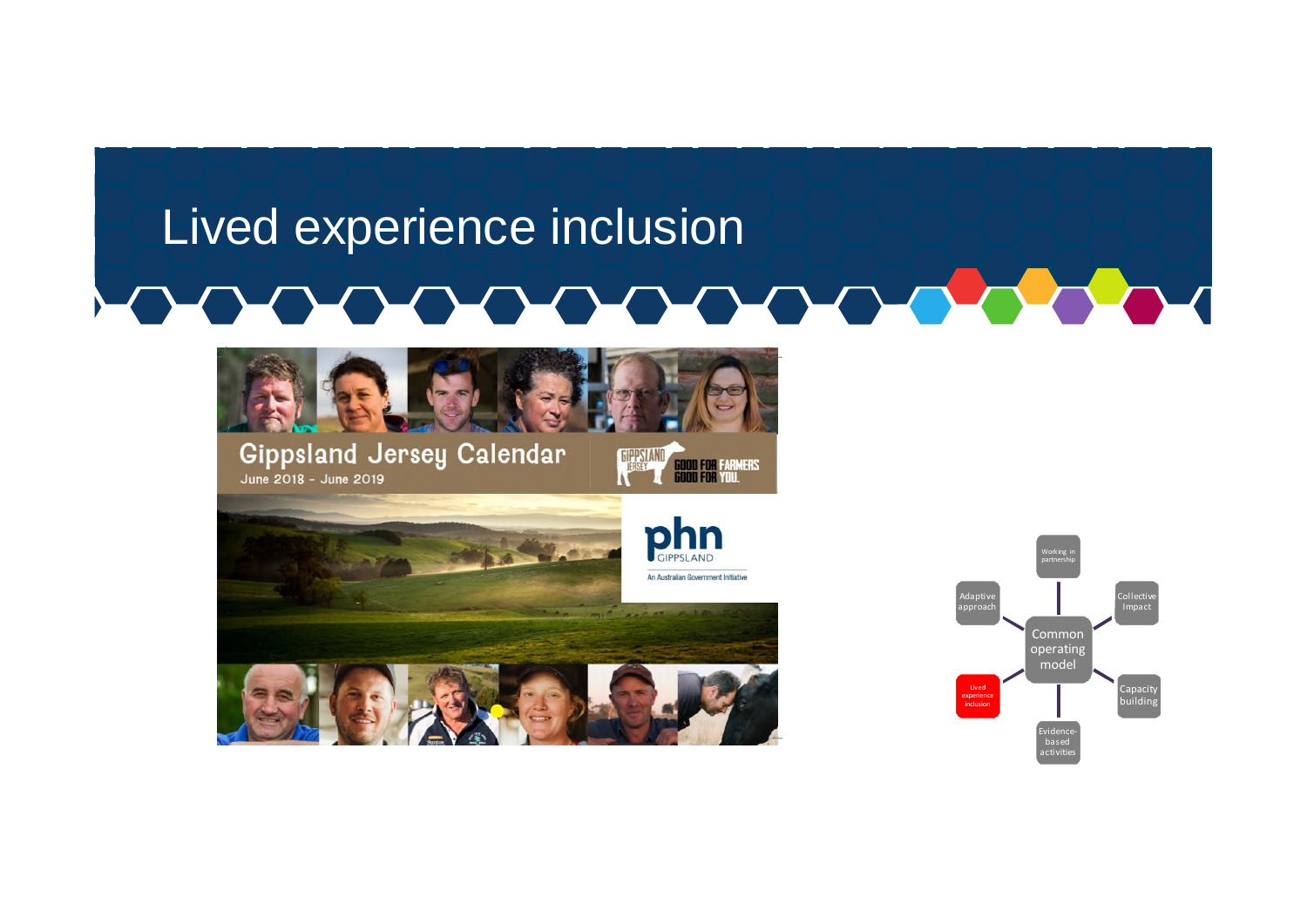# Lived experience inclusion

Gippsland Jersey Calendar

June 2018 - June 2019

GIPPSLAND JERSEY

GOOD FOR FARMERS GOOD FOR YOU.

phn GIPPSLAND

An Australian Government Initiative

Common operating model

- Working in partnership
- Collective Impact
- Capacity building
- Evidence-based activities
- Lived experience inclusion
- Adaptive approach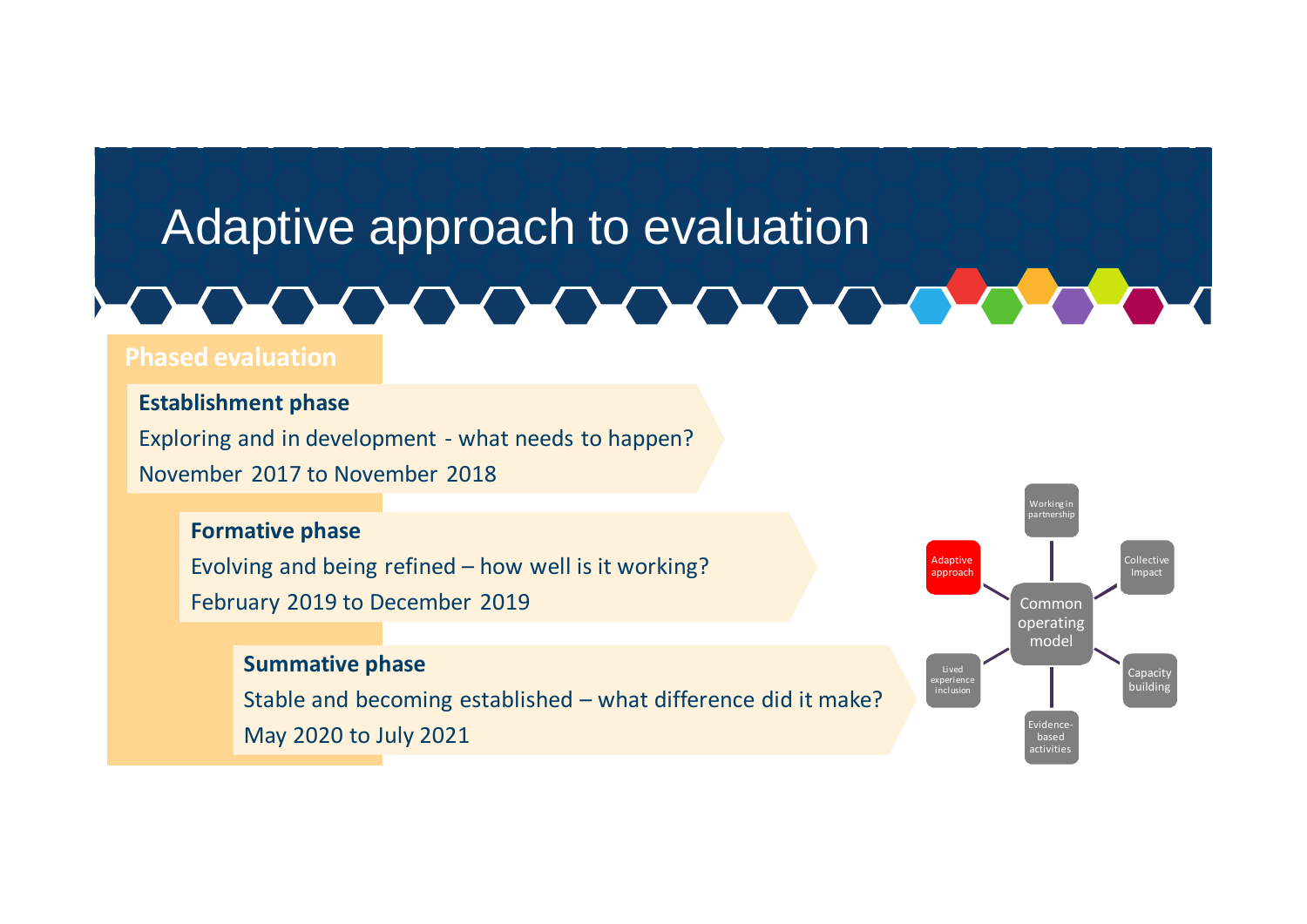# Adaptive approach to evaluation

## Phased evaluation

**Establishment phase**

Exploring and in development - what needs to happen?

November 2017 to November 2018

**Formative phase**

Evolving and being refined – how well is it working?

February 2019 to December 2019

**Summative phase**

Stable and becoming established – what difference did it make?

May 2020 to July 2021

Common operating model

- Working in partnership
- Collective Impact
- Capacity building
- Evidence-based activities
- Lived experience inclusion
- Adaptive approach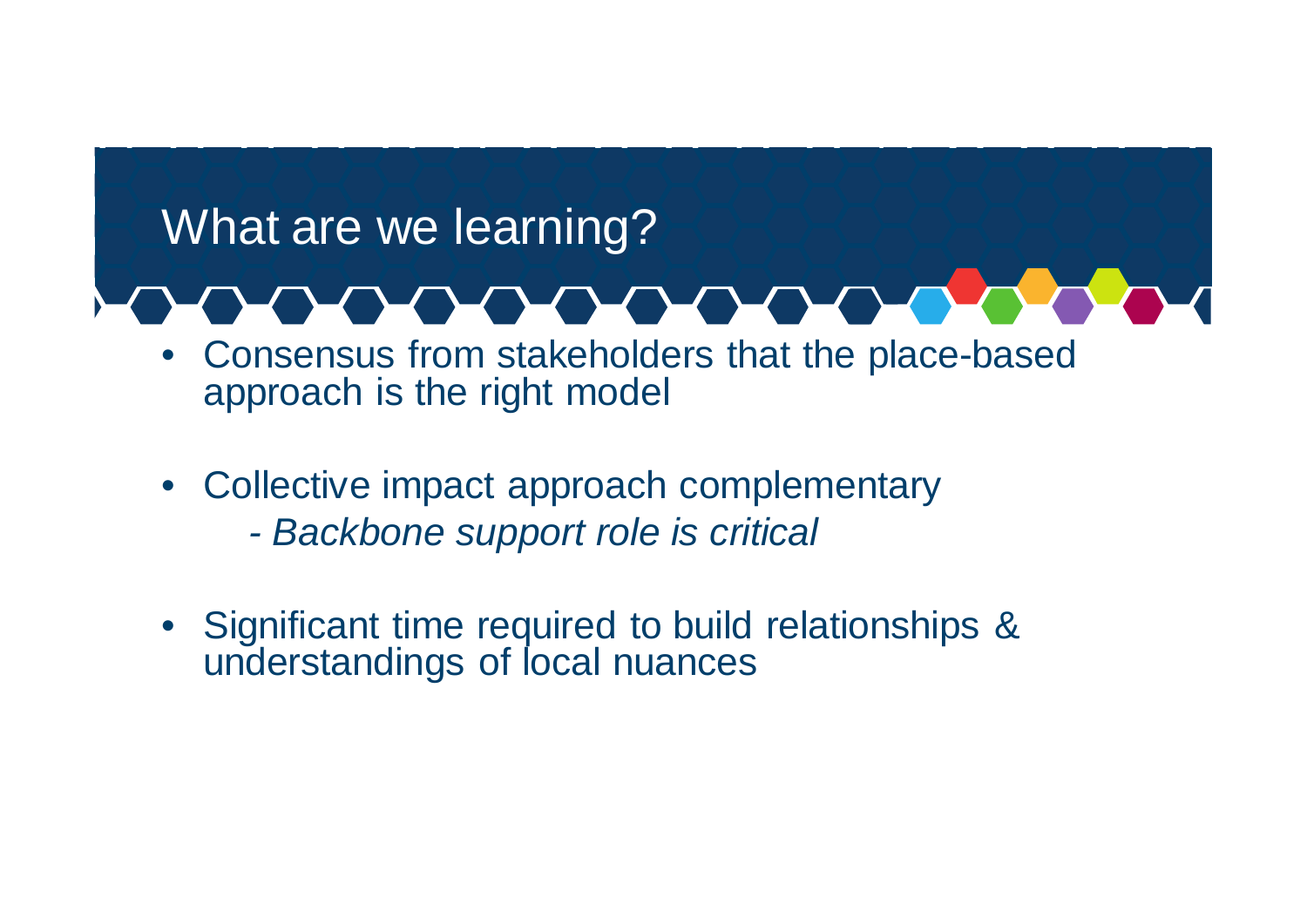# What are we learning?

- Consensus from stakeholders that the place-based approach is the right model
- Collective impact approach complementary
  - *Backbone support role is critical*
- Significant time required to build relationships & understandings of local nuances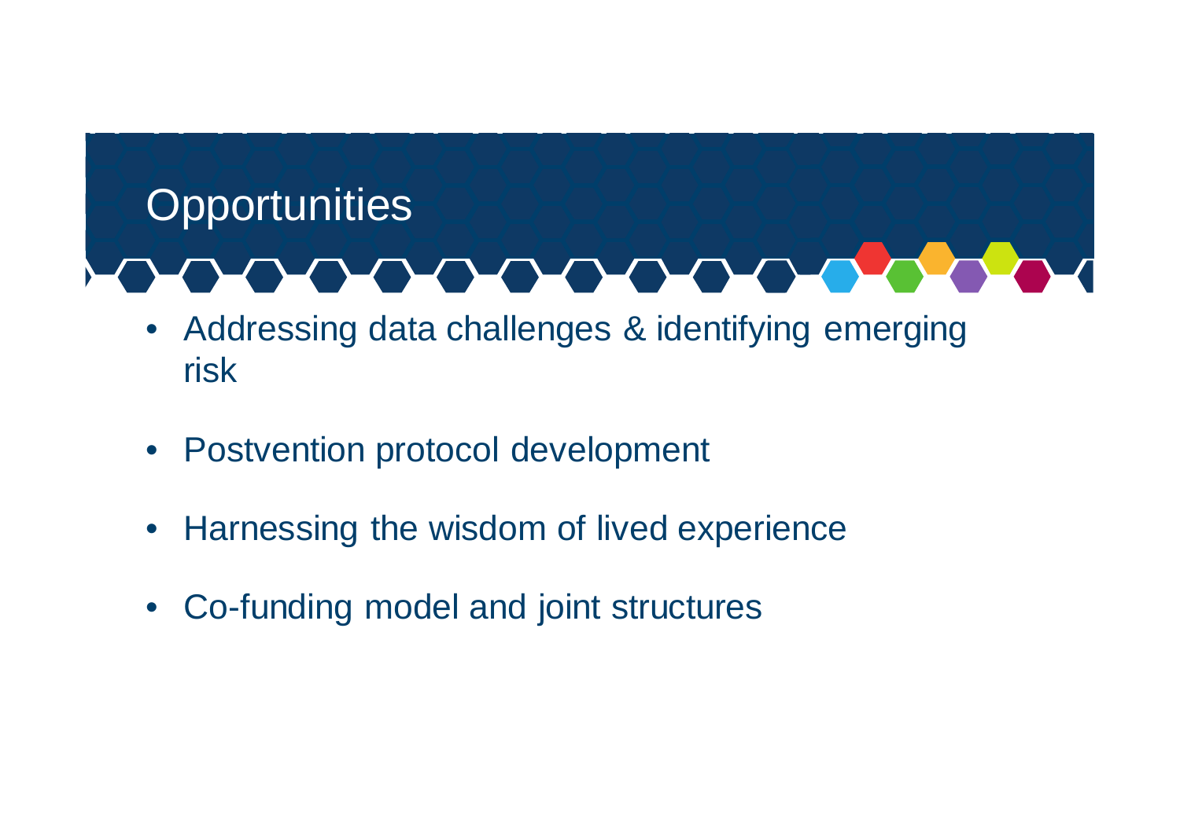# Opportunities

- Addressing data challenges & identifying emerging risk
- Postvention protocol development
- Harnessing the wisdom of lived experience
- Co-funding model and joint structures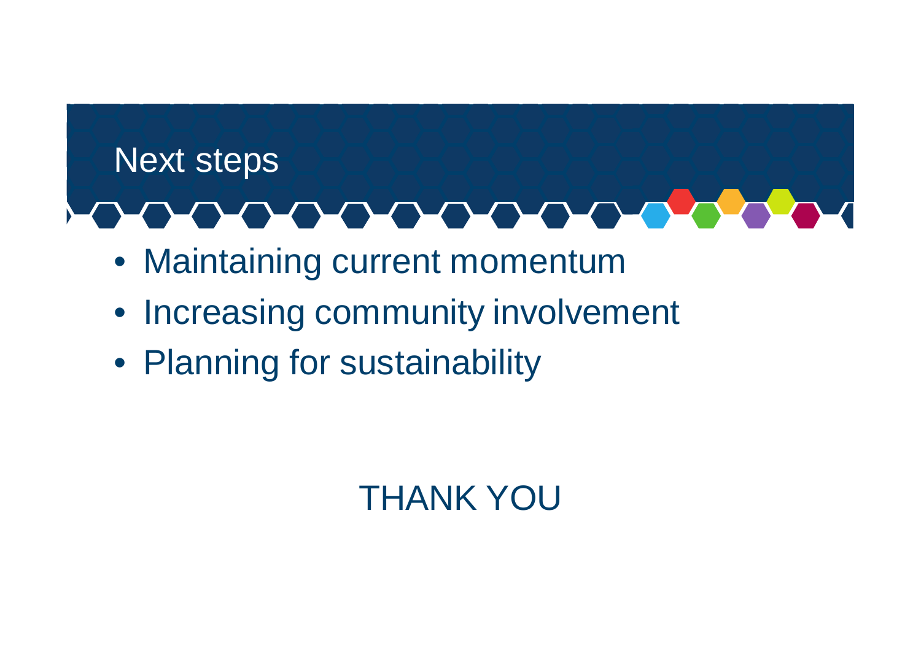# Next steps

- Maintaining current momentum
- Increasing community involvement
- Planning for sustainability

THANK YOU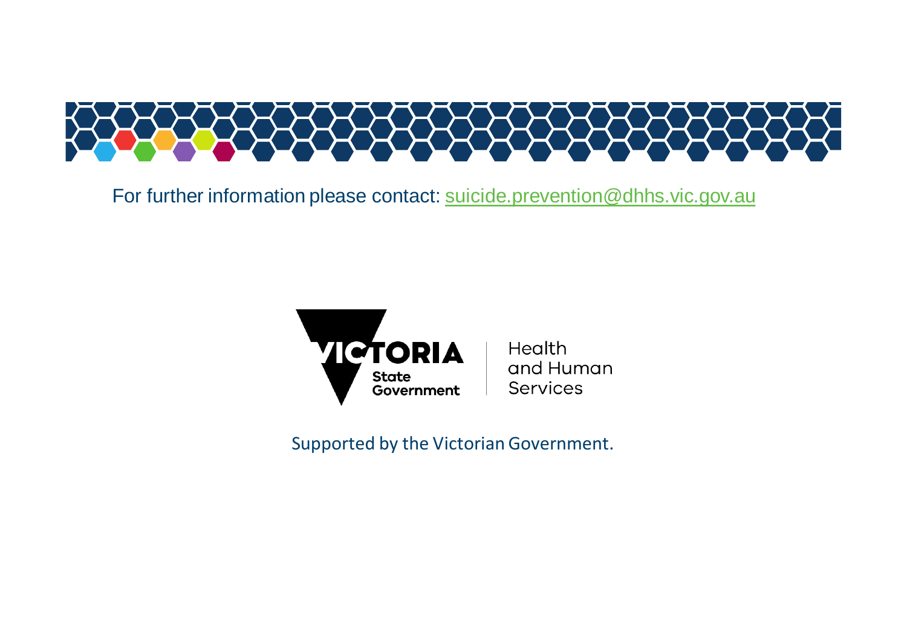For further information please contact: suicide.prevention@dhhs.vic.gov.au

VICTORIA State Government | Health and Human Services

Supported by the Victorian Government.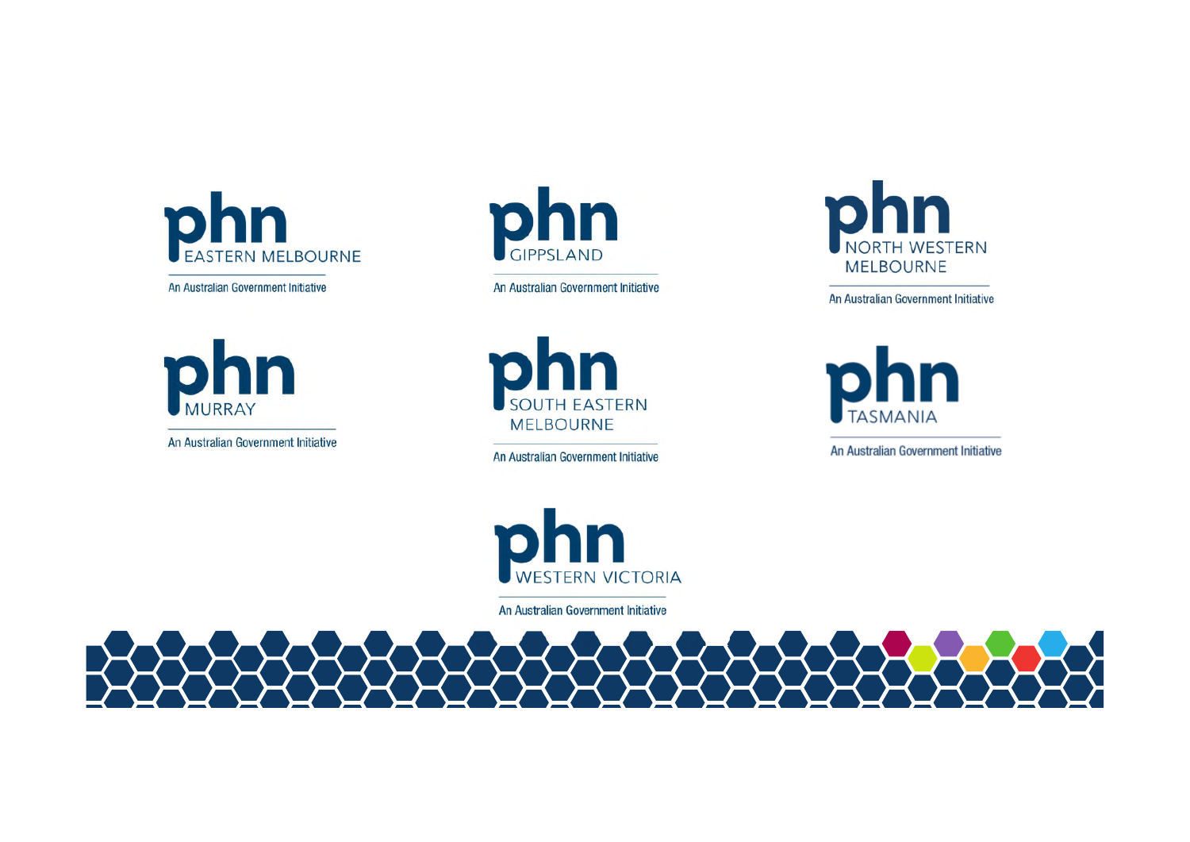phn
EASTERN MELBOURNE
An Australian Government Initiative

phn
GIPPSLAND
An Australian Government Initiative

phn
NORTH WESTERN MELBOURNE
An Australian Government Initiative

phn
MURRAY
An Australian Government Initiative

phn
SOUTH EASTERN MELBOURNE
An Australian Government Initiative

phn
TASMANIA
An Australian Government Initiative

phn
WESTERN VICTORIA
An Australian Government Initiative